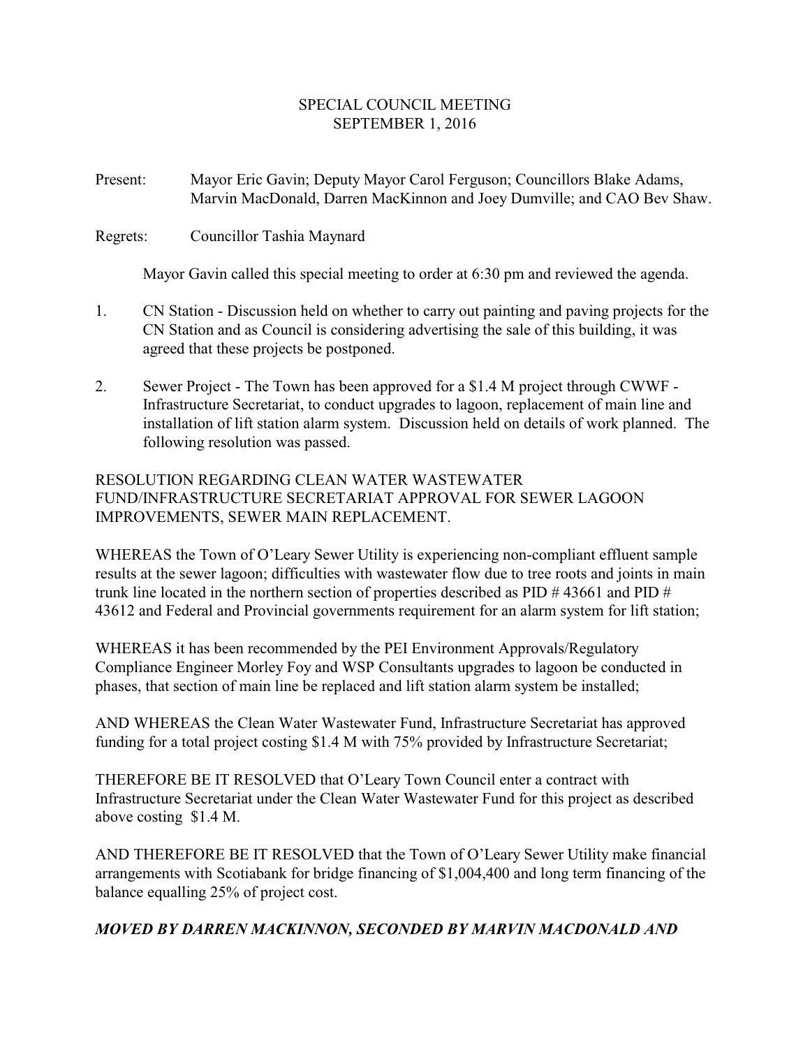# SPECIAL COUNCIL MEETING
## SEPTEMBER 1, 2016

Present: Mayor Eric Gavin; Deputy Mayor Carol Ferguson; Councillors Blake Adams, Marvin MacDonald, Darren MacKinnon and Joey Dumville; and CAO Bev Shaw.

Regrets: Councillor Tashia Maynard

Mayor Gavin called this special meeting to order at 6:30 pm and reviewed the agenda.

1. CN Station - Discussion held on whether to carry out painting and paving projects for the CN Station and as Council is considering advertising the sale of this building, it was agreed that these projects be postponed.

2. Sewer Project - The Town has been approved for a $1.4 M project through CWWF - Infrastructure Secretariat, to conduct upgrades to lagoon, replacement of main line and installation of lift station alarm system. Discussion held on details of work planned. The following resolution was passed.

RESOLUTION REGARDING CLEAN WATER WASTEWATER FUND/INFRASTRUCTURE SECRETARIAT APPROVAL FOR SEWER LAGOON IMPROVEMENTS, SEWER MAIN REPLACEMENT.

WHEREAS the Town of O'Leary Sewer Utility is experiencing non-compliant effluent sample results at the sewer lagoon; difficulties with wastewater flow due to tree roots and joints in main trunk line located in the northern section of properties described as PID # 43661 and PID # 43612 and Federal and Provincial governments requirement for an alarm system for lift station;

WHEREAS it has been recommended by the PEI Environment Approvals/Regulatory Compliance Engineer Morley Foy and WSP Consultants upgrades to lagoon be conducted in phases, that section of main line be replaced and lift station alarm system be installed;

AND WHEREAS the Clean Water Wastewater Fund, Infrastructure Secretariat has approved funding for a total project costing $1.4 M with 75% provided by Infrastructure Secretariat;

THEREFORE BE IT RESOLVED that O'Leary Town Council enter a contract with Infrastructure Secretariat under the Clean Water Wastewater Fund for this project as described above costing $1.4 M.

AND THEREFORE BE IT RESOLVED that the Town of O'Leary Sewer Utility make financial arrangements with Scotiabank for bridge financing of $1,004,400 and long term financing of the balance equalling 25% of project cost.

***MOVED BY DARREN MACKINNON, SECONDED BY MARVIN MACDONALD AND***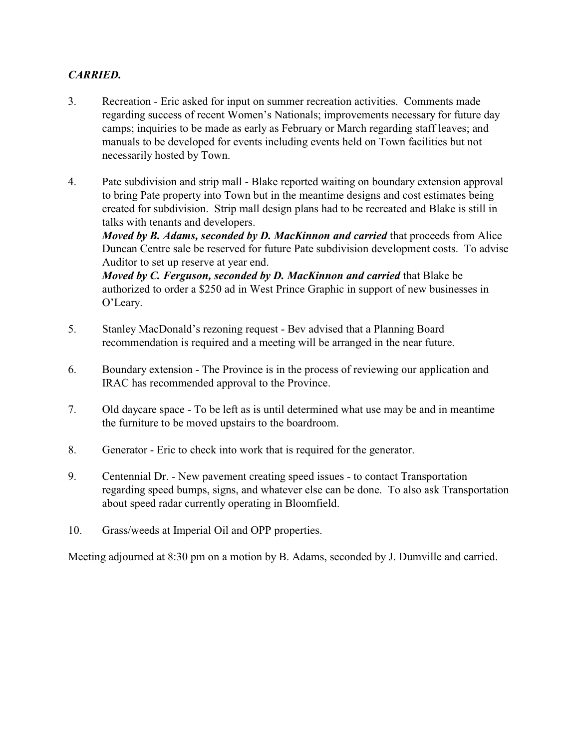***CARRIED.***

3. Recreation - Eric asked for input on summer recreation activities. Comments made regarding success of recent Women's Nationals; improvements necessary for future day camps; inquiries to be made as early as February or March regarding staff leaves; and manuals to be developed for events including events held on Town facilities but not necessarily hosted by Town.

4. Pate subdivision and strip mall - Blake reported waiting on boundary extension approval to bring Pate property into Town but in the meantime designs and cost estimates being created for subdivision. Strip mall design plans had to be recreated and Blake is still in talks with tenants and developers.
   ***Moved by B. Adams, seconded by D. MacKinnon and carried*** that proceeds from Alice Duncan Centre sale be reserved for future Pate subdivision development costs. To advise Auditor to set up reserve at year end.
   ***Moved by C. Ferguson, seconded by D. MacKinnon and carried*** that Blake be authorized to order a $250 ad in West Prince Graphic in support of new businesses in O'Leary.

5. Stanley MacDonald's rezoning request - Bev advised that a Planning Board recommendation is required and a meeting will be arranged in the near future.

6. Boundary extension - The Province is in the process of reviewing our application and IRAC has recommended approval to the Province.

7. Old daycare space - To be left as is until determined what use may be and in meantime the furniture to be moved upstairs to the boardroom.

8. Generator - Eric to check into work that is required for the generator.

9. Centennial Dr. - New pavement creating speed issues - to contact Transportation regarding speed bumps, signs, and whatever else can be done. To also ask Transportation about speed radar currently operating in Bloomfield.

10. Grass/weeds at Imperial Oil and OPP properties.

Meeting adjourned at 8:30 pm on a motion by B. Adams, seconded by J. Dumville and carried.